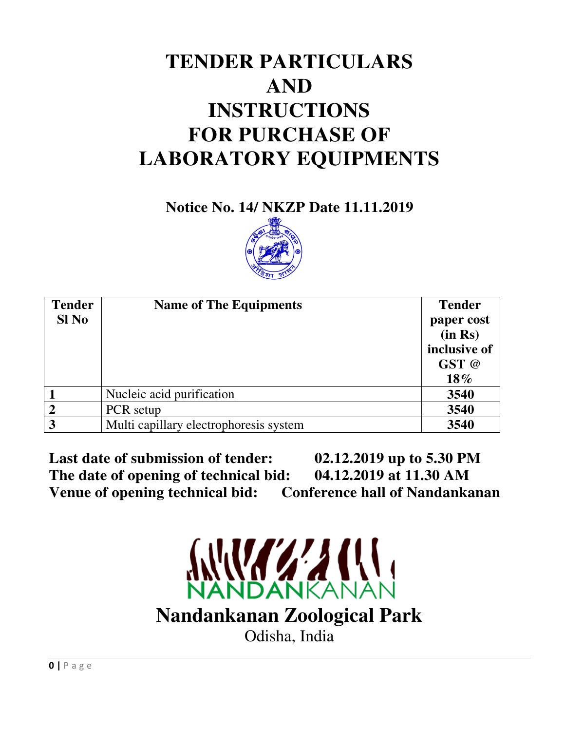# TENDER PARTICULARS AND INSTRUCTIONS FOR PURCHASE OF LABORATORY EQUIPMENTS

**Notice No. 14/ NKZP Date 11.11.2019**

| Tender Sl No | Name of The Equipments | Tender paper cost (in Rs) inclusive of GST @ 18% |
|---|---|---|
| **1** | Nucleic acid purification | **3540** |
| **2** | PCR setup | **3540** |
| **3** | Multi capillary electrophoresis system | **3540** |

**Last date of submission of tender:** **02.12.2019 up to 5.30 PM**
**The date of opening of technical bid:** **04.12.2019 at 11.30 AM**
**Venue of opening technical bid:** **Conference hall of Nandankanan**

NANDANKANAN

**Nandankanan Zoological Park**

Odisha, India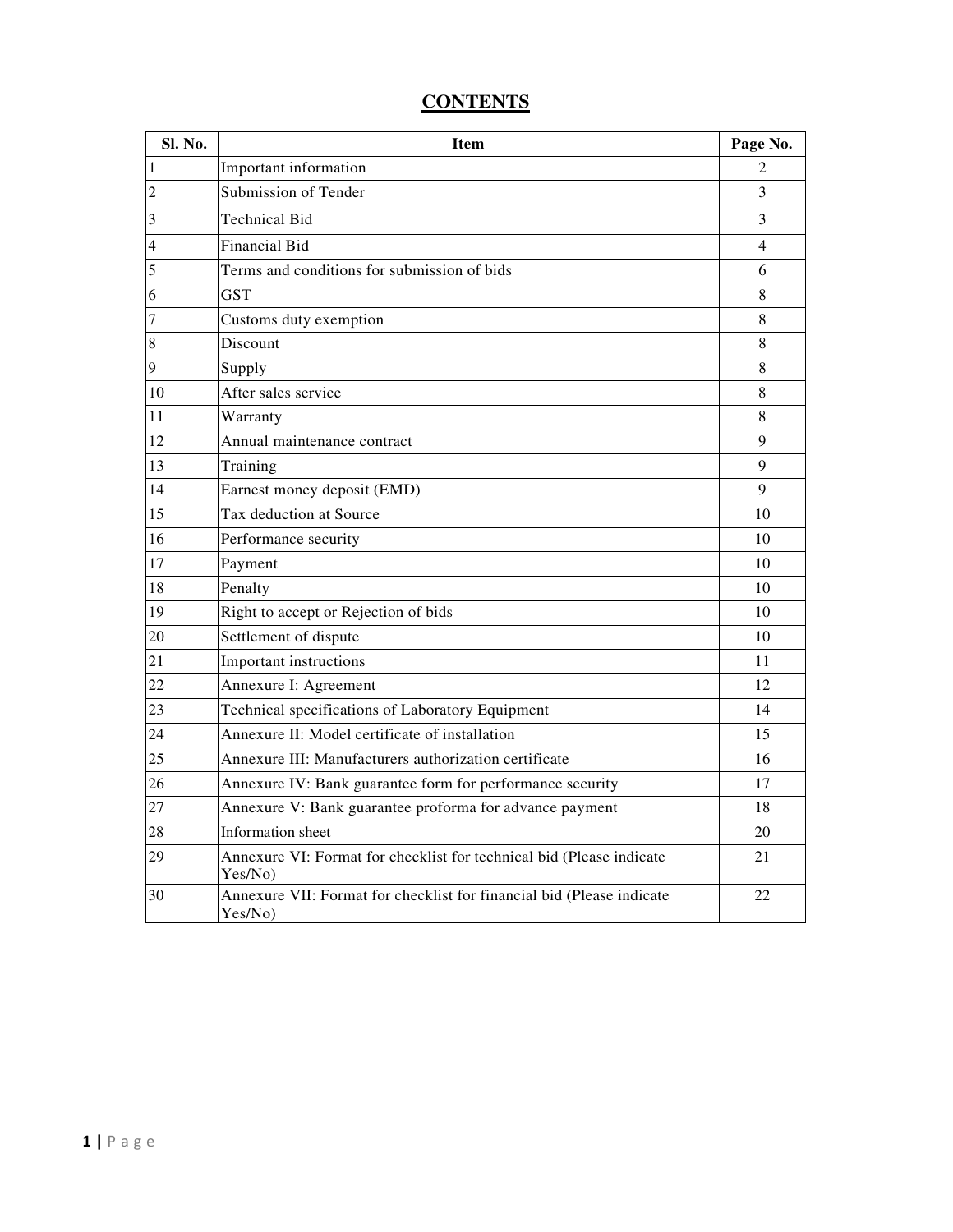# CONTENTS

| Sl. No. | Item | Page No. |
|---|---|---|
| 1 | Important information | 2 |
| 2 | Submission of Tender | 3 |
| 3 | Technical Bid | 3 |
| 4 | Financial Bid | 4 |
| 5 | Terms and conditions for submission of bids | 6 |
| 6 | GST | 8 |
| 7 | Customs duty exemption | 8 |
| 8 | Discount | 8 |
| 9 | Supply | 8 |
| 10 | After sales service | 8 |
| 11 | Warranty | 8 |
| 12 | Annual maintenance contract | 9 |
| 13 | Training | 9 |
| 14 | Earnest money deposit (EMD) | 9 |
| 15 | Tax deduction at Source | 10 |
| 16 | Performance security | 10 |
| 17 | Payment | 10 |
| 18 | Penalty | 10 |
| 19 | Right to accept or Rejection of bids | 10 |
| 20 | Settlement of dispute | 10 |
| 21 | Important instructions | 11 |
| 22 | Annexure I: Agreement | 12 |
| 23 | Technical specifications of Laboratory Equipment | 14 |
| 24 | Annexure II: Model certificate of installation | 15 |
| 25 | Annexure III: Manufacturers authorization certificate | 16 |
| 26 | Annexure IV: Bank guarantee form for performance security | 17 |
| 27 | Annexure V: Bank guarantee proforma for advance payment | 18 |
| 28 | Information sheet | 20 |
| 29 | Annexure VI: Format for checklist for technical bid (Please indicate Yes/No) | 21 |
| 30 | Annexure VII: Format for checklist for financial bid (Please indicate Yes/No) | 22 |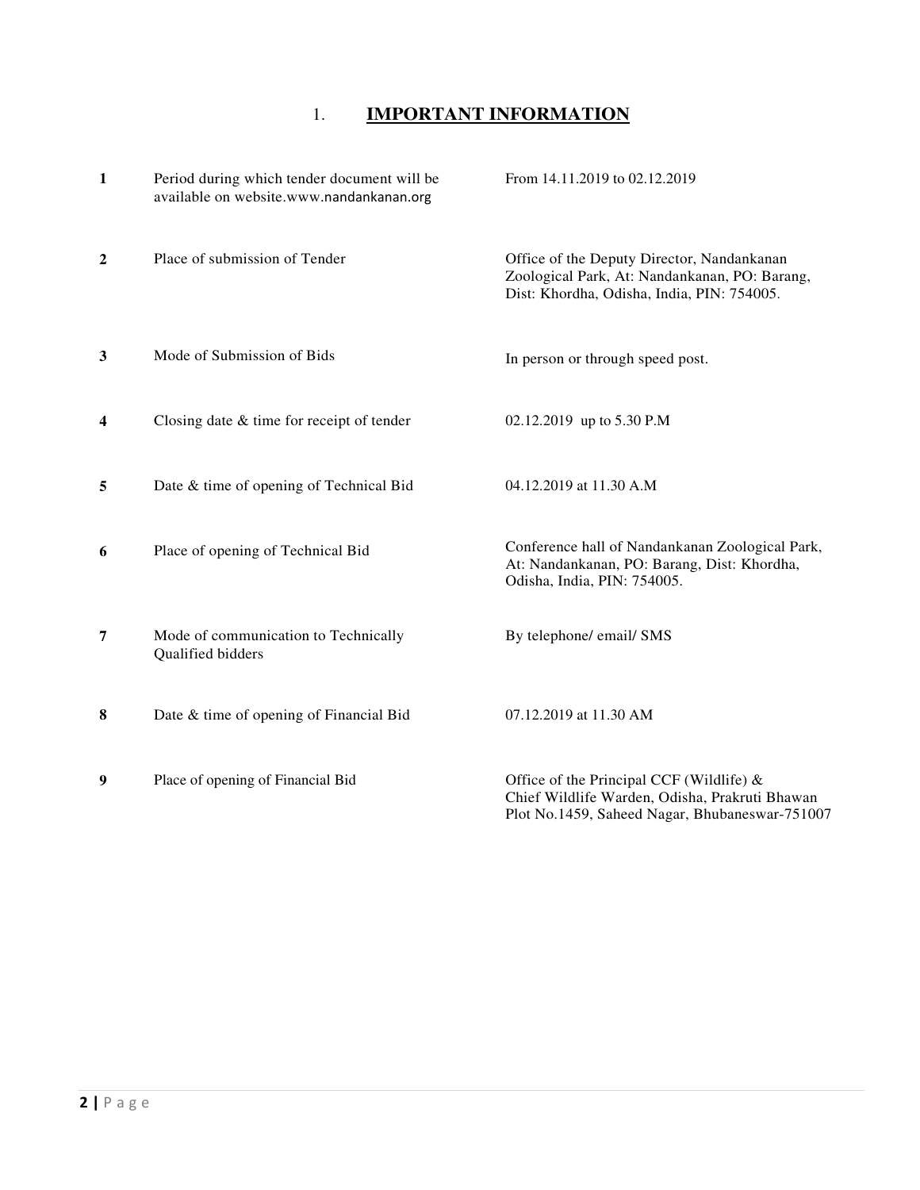# 1. IMPORTANT INFORMATION

| | | |
|---|---|---|
| 1 | Period during which tender document will be available on website.www.nandankanan.org | From 14.11.2019 to 02.12.2019 |
| 2 | Place of submission of Tender | Office of the Deputy Director, Nandankanan Zoological Park, At: Nandankanan, PO: Barang, Dist: Khordha, Odisha, India, PIN: 754005. |
| 3 | Mode of Submission of Bids | In person or through speed post. |
| 4 | Closing date & time for receipt of tender | 02.12.2019 up to 5.30 P.M |
| 5 | Date & time of opening of Technical Bid | 04.12.2019 at 11.30 A.M |
| 6 | Place of opening of Technical Bid | Conference hall of Nandankanan Zoological Park, At: Nandankanan, PO: Barang, Dist: Khordha, Odisha, India, PIN: 754005. |
| 7 | Mode of communication to Technically Qualified bidders | By telephone/ email/ SMS |
| 8 | Date & time of opening of Financial Bid | 07.12.2019 at 11.30 AM |
| 9 | Place of opening of Financial Bid | Office of the Principal CCF (Wildlife) & Chief Wildlife Warden, Odisha, Prakruti Bhawan Plot No.1459, Saheed Nagar, Bhubaneswar-751007 |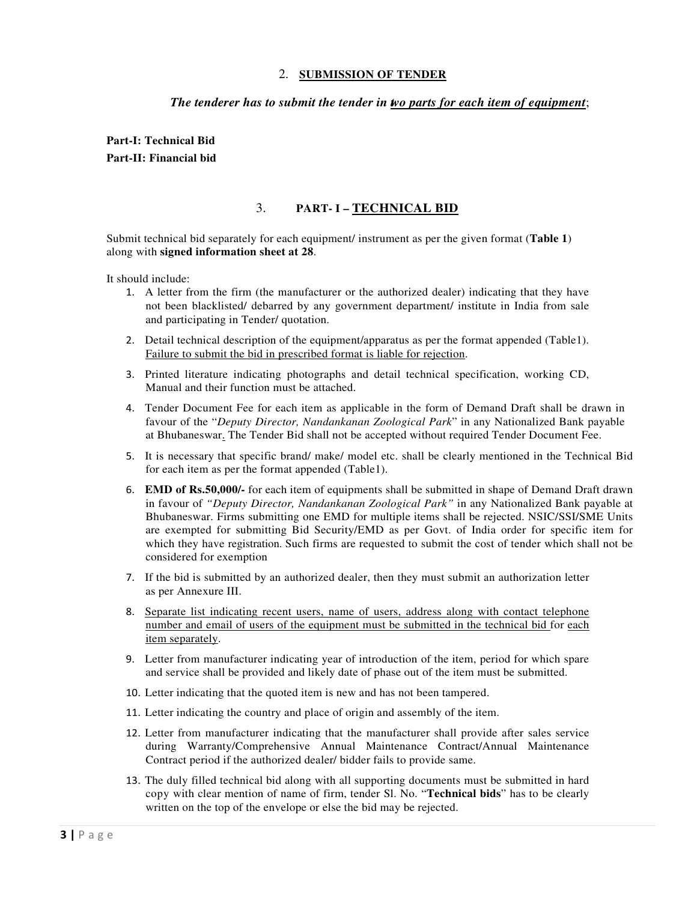## 2. SUBMISSION OF TENDER

***The tenderer has to submit the tender in two parts for each item of equipment***;

**Part-I: Technical Bid**
**Part-II: Financial bid**

## 3. PART- I – TECHNICAL BID

Submit technical bid separately for each equipment/ instrument as per the given format (**Table 1**) along with **signed information sheet at 28**.

It should include:

1. A letter from the firm (the manufacturer or the authorized dealer) indicating that they have not been blacklisted/ debarred by any government department/ institute in India from sale and participating in Tender/ quotation.
2. Detail technical description of the equipment/apparatus as per the format appended (Table1). Failure to submit the bid in prescribed format is liable for rejection.
3. Printed literature indicating photographs and detail technical specification, working CD, Manual and their function must be attached.
4. Tender Document Fee for each item as applicable in the form of Demand Draft shall be drawn in favour of the "*Deputy Director, Nandankanan Zoological Park*" in any Nationalized Bank payable at Bhubaneswar. The Tender Bid shall not be accepted without required Tender Document Fee.
5. It is necessary that specific brand/ make/ model etc. shall be clearly mentioned in the Technical Bid for each item as per the format appended (Table1).
6. **EMD of Rs.50,000/-** for each item of equipments shall be submitted in shape of Demand Draft drawn in favour of *"Deputy Director, Nandankanan Zoological Park"* in any Nationalized Bank payable at Bhubaneswar. Firms submitting one EMD for multiple items shall be rejected. NSIC/SSI/SME Units are exempted for submitting Bid Security/EMD as per Govt. of India order for specific item for which they have registration. Such firms are requested to submit the cost of tender which shall not be considered for exemption
7. If the bid is submitted by an authorized dealer, then they must submit an authorization letter as per Annexure III.
8. Separate list indicating recent users, name of users, address along with contact telephone number and email of users of the equipment must be submitted in the technical bid for each item separately.
9. Letter from manufacturer indicating year of introduction of the item, period for which spare and service shall be provided and likely date of phase out of the item must be submitted.
10. Letter indicating that the quoted item is new and has not been tampered.
11. Letter indicating the country and place of origin and assembly of the item.
12. Letter from manufacturer indicating that the manufacturer shall provide after sales service during Warranty/Comprehensive Annual Maintenance Contract/Annual Maintenance Contract period if the authorized dealer/ bidder fails to provide same.
13. The duly filled technical bid along with all supporting documents must be submitted in hard copy with clear mention of name of firm, tender Sl. No. "**Technical bids**" has to be clearly written on the top of the envelope or else the bid may be rejected.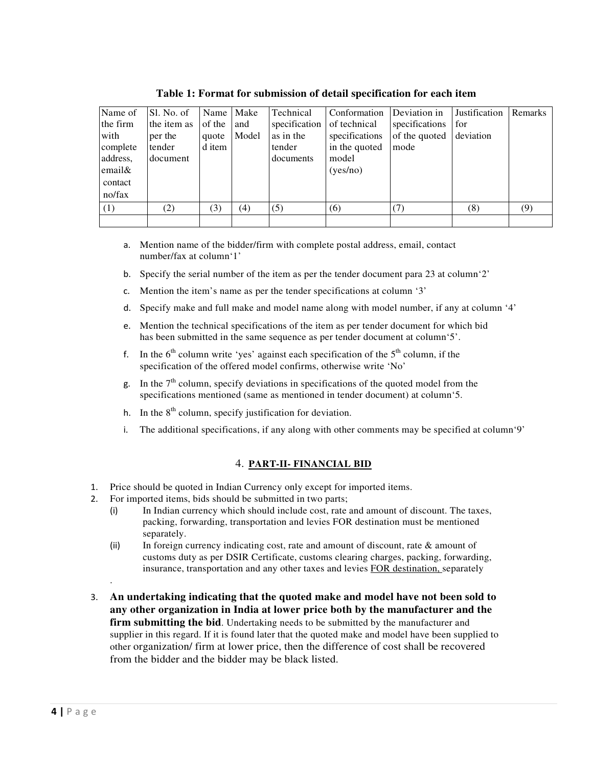**Table 1: Format for submission of detail specification for each item**

| Name of the firm with complete address, email& contact no/fax | Sl. No. of the item as per the tender document | Name of the quoted item | Make and Model | Technical specification as in the tender documents | Conformation of technical specifications in the quoted model (yes/no) | Deviation in specifications of the quoted mode | Justification for deviation | Remarks |
|---|---|---|---|---|---|---|---|---|
| (1) | (2) | (3) | (4) | (5) | (6) | (7) | (8) | (9) |
| | | | | | | | | |

a. Mention name of the bidder/firm with complete postal address, email, contact number/fax at column'1'

b. Specify the serial number of the item as per the tender document para 23 at column'2'

c. Mention the item's name as per the tender specifications at column '3'

d. Specify make and full make and model name along with model number, if any at column '4'

e. Mention the technical specifications of the item as per tender document for which bid has been submitted in the same sequence as per tender document at column'5'.

f. In the 6th column write 'yes' against each specification of the 5th column, if the specification of the offered model confirms, otherwise write 'No'

g. In the 7th column, specify deviations in specifications of the quoted model from the specifications mentioned (same as mentioned in tender document) at column'5.

h. In the 8th column, specify justification for deviation.

i. The additional specifications, if any along with other comments may be specified at column'9'

## 4. PART-II- FINANCIAL BID

1. Price should be quoted in Indian Currency only except for imported items.
2. For imported items, bids should be submitted in two parts;
   (i) In Indian currency which should include cost, rate and amount of discount. The taxes, packing, forwarding, transportation and levies FOR destination must be mentioned separately.
   (ii) In foreign currency indicating cost, rate and amount of discount, rate & amount of customs duty as per DSIR Certificate, customs clearing charges, packing, forwarding, insurance, transportation and any other taxes and levies FOR destination, separately

3. **An undertaking indicating that the quoted make and model have not been sold to any other organization in India at lower price both by the manufacturer and the firm submitting the bid**. Undertaking needs to be submitted by the manufacturer and supplier in this regard. If it is found later that the quoted make and model have been supplied to other organization/ firm at lower price, then the difference of cost shall be recovered from the bidder and the bidder may be black listed.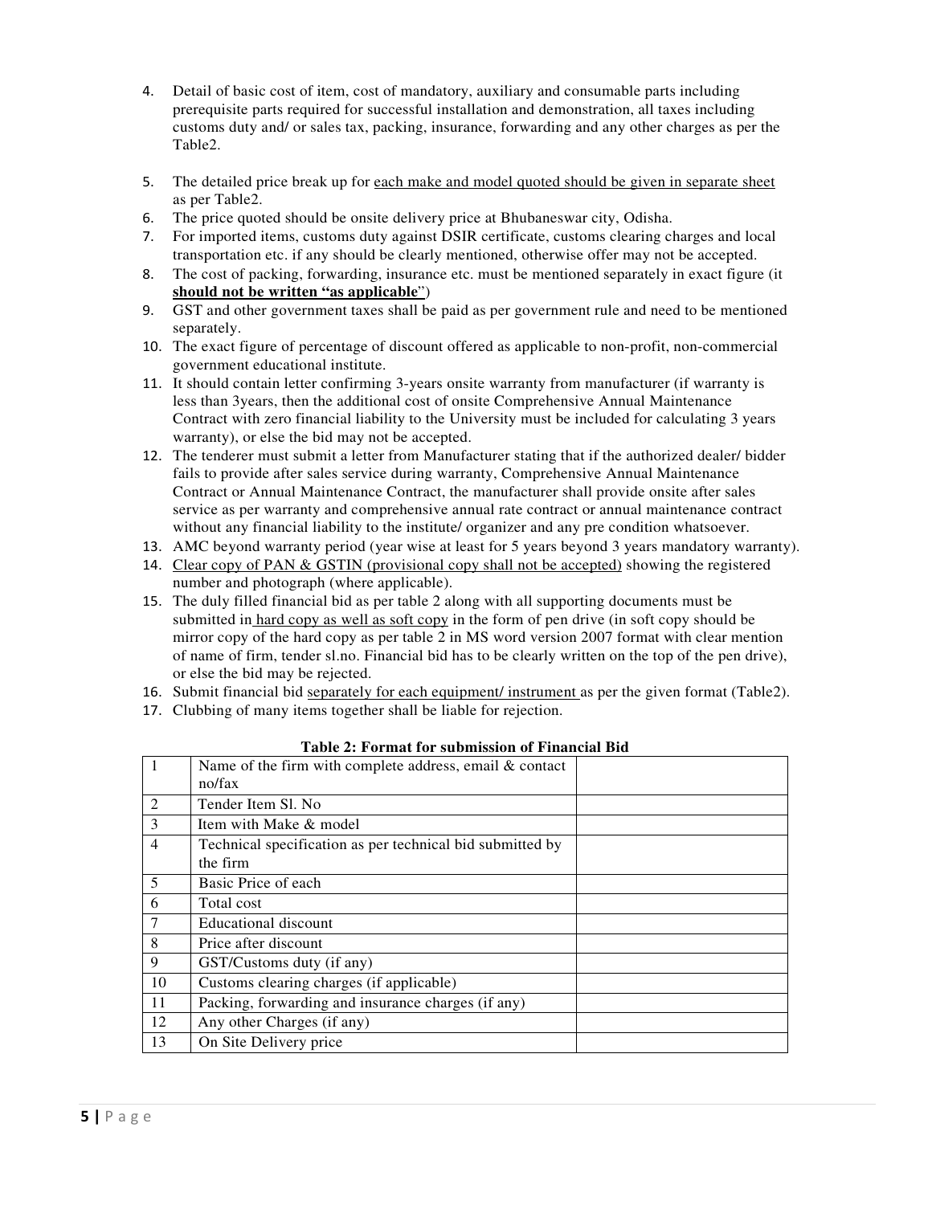4. Detail of basic cost of item, cost of mandatory, auxiliary and consumable parts including prerequisite parts required for successful installation and demonstration, all taxes including customs duty and/ or sales tax, packing, insurance, forwarding and any other charges as per the Table2.
5. The detailed price break up for <u>each make and model quoted should be given in separate sheet</u> as per Table2.
6. The price quoted should be onsite delivery price at Bhubaneswar city, Odisha.
7. For imported items, customs duty against DSIR certificate, customs clearing charges and local transportation etc. if any should be clearly mentioned, otherwise offer may not be accepted.
8. The cost of packing, forwarding, insurance etc. must be mentioned separately in exact figure (it **<u>should not be written "as applicable</u>**")
9. GST and other government taxes shall be paid as per government rule and need to be mentioned separately.
10. The exact figure of percentage of discount offered as applicable to non-profit, non-commercial government educational institute.
11. It should contain letter confirming 3-years onsite warranty from manufacturer (if warranty is less than 3years, then the additional cost of onsite Comprehensive Annual Maintenance Contract with zero financial liability to the University must be included for calculating 3 years warranty), or else the bid may not be accepted.
12. The tenderer must submit a letter from Manufacturer stating that if the authorized dealer/ bidder fails to provide after sales service during warranty, Comprehensive Annual Maintenance Contract or Annual Maintenance Contract, the manufacturer shall provide onsite after sales service as per warranty and comprehensive annual rate contract or annual maintenance contract without any financial liability to the institute/ organizer and any pre condition whatsoever.
13. AMC beyond warranty period (year wise at least for 5 years beyond 3 years mandatory warranty).
14. <u>Clear copy of PAN & GSTIN (provisional copy shall not be accepted)</u> showing the registered number and photograph (where applicable).
15. The duly filled financial bid as per table 2 along with all supporting documents must be submitted in <u>hard copy as well as soft copy</u> in the form of pen drive (in soft copy should be mirror copy of the hard copy as per table 2 in MS word version 2007 format with clear mention of name of firm, tender sl.no. Financial bid has to be clearly written on the top of the pen drive), or else the bid may be rejected.
16. Submit financial bid <u>separately for each equipment/ instrument</u> as per the given format (Table2).
17. Clubbing of many items together shall be liable for rejection.

**Table 2: Format for submission of Financial Bid**

| | | |
|---|---|---|
| 1 | Name of the firm with complete address, email & contact no/fax | |
| 2 | Tender Item Sl. No | |
| 3 | Item with Make & model | |
| 4 | Technical specification as per technical bid submitted by the firm | |
| 5 | Basic Price of each | |
| 6 | Total cost | |
| 7 | Educational discount | |
| 8 | Price after discount | |
| 9 | GST/Customs duty (if any) | |
| 10 | Customs clearing charges (if applicable) | |
| 11 | Packing, forwarding and insurance charges (if any) | |
| 12 | Any other Charges (if any) | |
| 13 | On Site Delivery price | |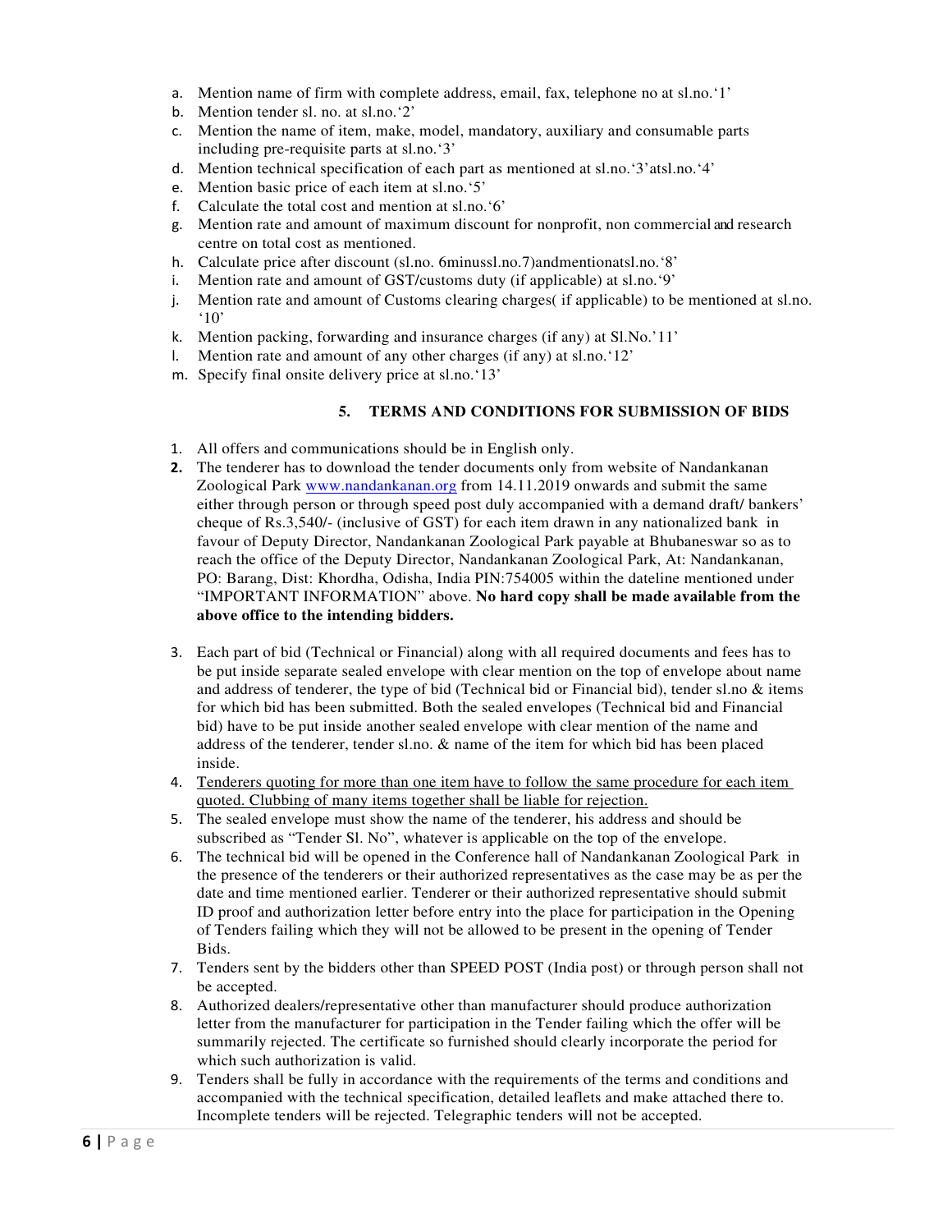a. Mention name of firm with complete address, email, fax, telephone no at sl.no.'1'
b. Mention tender sl. no. at sl.no.'2'
c. Mention the name of item, make, model, mandatory, auxiliary and consumable parts including pre-requisite parts at sl.no.'3'
d. Mention technical specification of each part as mentioned at sl.no.'3'atsl.no.'4'
e. Mention basic price of each item at sl.no.'5'
f. Calculate the total cost and mention at sl.no.'6'
g. Mention rate and amount of maximum discount for nonprofit, non commercial and research centre on total cost as mentioned.
h. Calculate price after discount (sl.no. 6minussl.no.7)andmentionatsl.no.'8'
i. Mention rate and amount of GST/customs duty (if applicable) at sl.no.'9'
j. Mention rate and amount of Customs clearing charges( if applicable) to be mentioned at sl.no. '10'
k. Mention packing, forwarding and insurance charges (if any) at Sl.No.'11'
l. Mention rate and amount of any other charges (if any) at sl.no.'12'
m. Specify final onsite delivery price at sl.no.'13'

## 5. TERMS AND CONDITIONS FOR SUBMISSION OF BIDS

1. All offers and communications should be in English only.
2. The tenderer has to download the tender documents only from website of Nandankanan Zoological Park [www.nandankanan.org](http://www.nandankanan.org) from 14.11.2019 onwards and submit the same either through person or through speed post duly accompanied with a demand draft/ bankers' cheque of Rs.3,540/- (inclusive of GST) for each item drawn in any nationalized bank in favour of Deputy Director, Nandankanan Zoological Park payable at Bhubaneswar so as to reach the office of the Deputy Director, Nandankanan Zoological Park, At: Nandankanan, PO: Barang, Dist: Khordha, Odisha, India PIN:754005 within the dateline mentioned under "IMPORTANT INFORMATION" above. **No hard copy shall be made available from the above office to the intending bidders.**
3. Each part of bid (Technical or Financial) along with all required documents and fees has to be put inside separate sealed envelope with clear mention on the top of envelope about name and address of tenderer, the type of bid (Technical bid or Financial bid), tender sl.no & items for which bid has been submitted. Both the sealed envelopes (Technical bid and Financial bid) have to be put inside another sealed envelope with clear mention of the name and address of the tenderer, tender sl.no. & name of the item for which bid has been placed inside.
4. <u>Tenderers quoting for more than one item have to follow the same procedure for each item quoted. Clubbing of many items together shall be liable for rejection.</u>
5. The sealed envelope must show the name of the tenderer, his address and should be subscribed as "Tender Sl. No", whatever is applicable on the top of the envelope.
6. The technical bid will be opened in the Conference hall of Nandankanan Zoological Park in the presence of the tenderers or their authorized representatives as the case may be as per the date and time mentioned earlier. Tenderer or their authorized representative should submit ID proof and authorization letter before entry into the place for participation in the Opening of Tenders failing which they will not be allowed to be present in the opening of Tender Bids.
7. Tenders sent by the bidders other than SPEED POST (India post) or through person shall not be accepted.
8. Authorized dealers/representative other than manufacturer should produce authorization letter from the manufacturer for participation in the Tender failing which the offer will be summarily rejected. The certificate so furnished should clearly incorporate the period for which such authorization is valid.
9. Tenders shall be fully in accordance with the requirements of the terms and conditions and accompanied with the technical specification, detailed leaflets and make attached there to. Incomplete tenders will be rejected. Telegraphic tenders will not be accepted.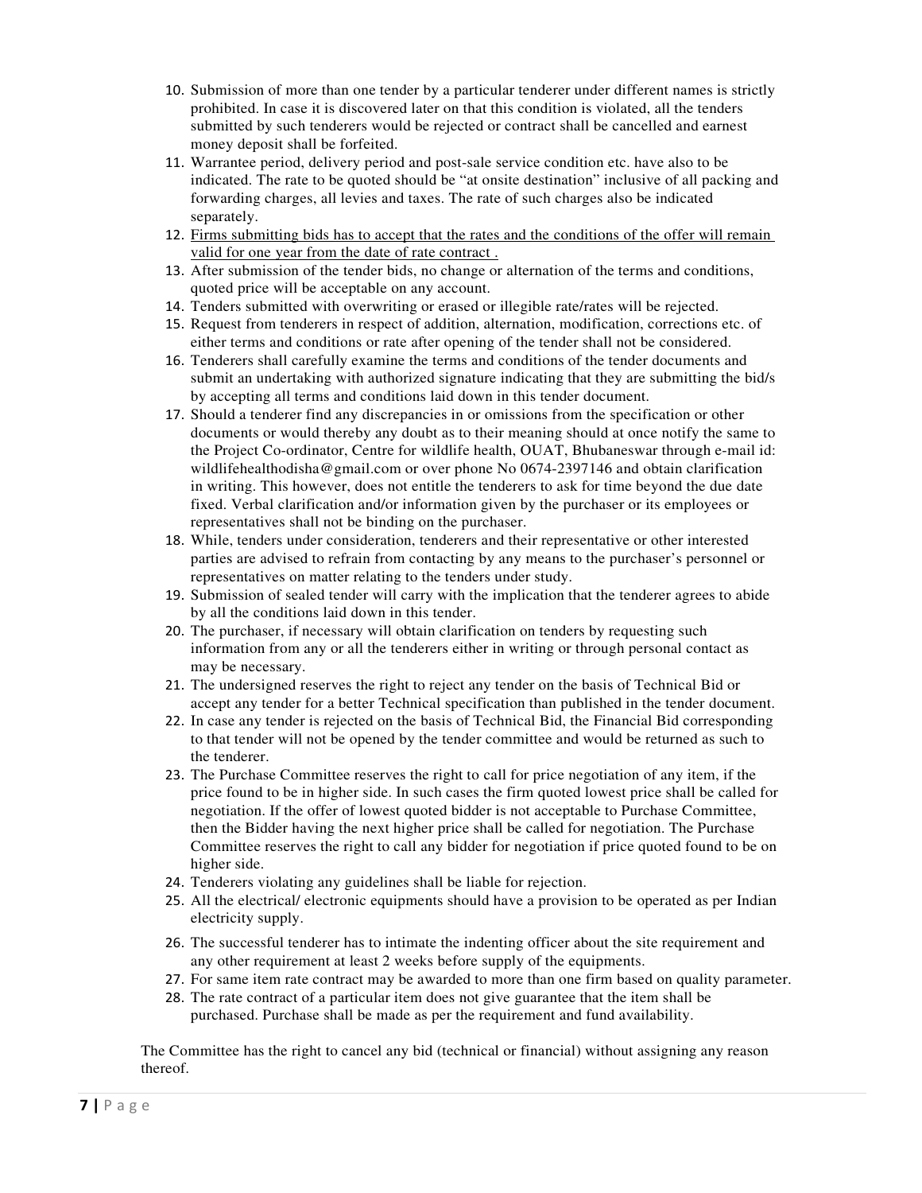10. Submission of more than one tender by a particular tenderer under different names is strictly prohibited. In case it is discovered later on that this condition is violated, all the tenders submitted by such tenderers would be rejected or contract shall be cancelled and earnest money deposit shall be forfeited.
11. Warrantee period, delivery period and post-sale service condition etc. have also to be indicated. The rate to be quoted should be "at onsite destination" inclusive of all packing and forwarding charges, all levies and taxes. The rate of such charges also be indicated separately.
12. <u>Firms submitting bids has to accept that the rates and the conditions of the offer will remain valid for one year from the date of rate contract .</u>
13. After submission of the tender bids, no change or alternation of the terms and conditions, quoted price will be acceptable on any account.
14. Tenders submitted with overwriting or erased or illegible rate/rates will be rejected.
15. Request from tenderers in respect of addition, alternation, modification, corrections etc. of either terms and conditions or rate after opening of the tender shall not be considered.
16. Tenderers shall carefully examine the terms and conditions of the tender documents and submit an undertaking with authorized signature indicating that they are submitting the bid/s by accepting all terms and conditions laid down in this tender document.
17. Should a tenderer find any discrepancies in or omissions from the specification or other documents or would thereby any doubt as to their meaning should at once notify the same to the Project Co-ordinator, Centre for wildlife health, OUAT, Bhubaneswar through e-mail id: wildlifehealthodisha@gmail.com or over phone No 0674-2397146 and obtain clarification in writing. This however, does not entitle the tenderers to ask for time beyond the due date fixed. Verbal clarification and/or information given by the purchaser or its employees or representatives shall not be binding on the purchaser.
18. While, tenders under consideration, tenderers and their representative or other interested parties are advised to refrain from contacting by any means to the purchaser's personnel or representatives on matter relating to the tenders under study.
19. Submission of sealed tender will carry with the implication that the tenderer agrees to abide by all the conditions laid down in this tender.
20. The purchaser, if necessary will obtain clarification on tenders by requesting such information from any or all the tenderers either in writing or through personal contact as may be necessary.
21. The undersigned reserves the right to reject any tender on the basis of Technical Bid or accept any tender for a better Technical specification than published in the tender document.
22. In case any tender is rejected on the basis of Technical Bid, the Financial Bid corresponding to that tender will not be opened by the tender committee and would be returned as such to the tenderer.
23. The Purchase Committee reserves the right to call for price negotiation of any item, if the price found to be in higher side. In such cases the firm quoted lowest price shall be called for negotiation. If the offer of lowest quoted bidder is not acceptable to Purchase Committee, then the Bidder having the next higher price shall be called for negotiation. The Purchase Committee reserves the right to call any bidder for negotiation if price quoted found to be on higher side.
24. Tenderers violating any guidelines shall be liable for rejection.
25. All the electrical/ electronic equipments should have a provision to be operated as per Indian electricity supply.
26. The successful tenderer has to intimate the indenting officer about the site requirement and any other requirement at least 2 weeks before supply of the equipments.
27. For same item rate contract may be awarded to more than one firm based on quality parameter.
28. The rate contract of a particular item does not give guarantee that the item shall be purchased. Purchase shall be made as per the requirement and fund availability.

The Committee has the right to cancel any bid (technical or financial) without assigning any reason thereof.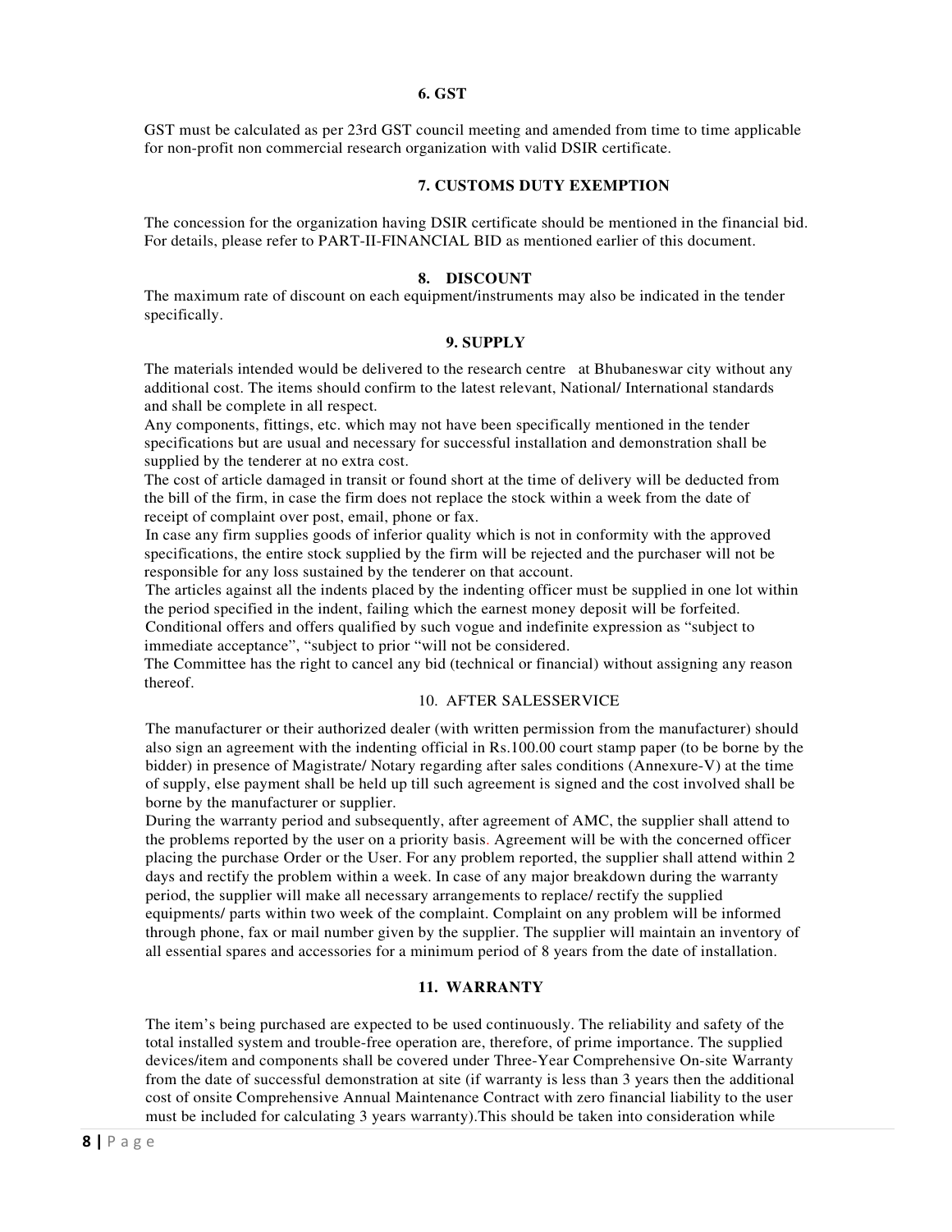## 6. GST

GST must be calculated as per 23rd GST council meeting and amended from time to time applicable for non-profit non commercial research organization with valid DSIR certificate.

## 7. CUSTOMS DUTY EXEMPTION

The concession for the organization having DSIR certificate should be mentioned in the financial bid. For details, please refer to PART-II-FINANCIAL BID as mentioned earlier of this document.

## 8. DISCOUNT

The maximum rate of discount on each equipment/instruments may also be indicated in the tender specifically.

## 9. SUPPLY

The materials intended would be delivered to the research centre at Bhubaneswar city without any additional cost. The items should confirm to the latest relevant, National/ International standards and shall be complete in all respect.

Any components, fittings, etc. which may not have been specifically mentioned in the tender specifications but are usual and necessary for successful installation and demonstration shall be supplied by the tenderer at no extra cost.

The cost of article damaged in transit or found short at the time of delivery will be deducted from the bill of the firm, in case the firm does not replace the stock within a week from the date of receipt of complaint over post, email, phone or fax.

In case any firm supplies goods of inferior quality which is not in conformity with the approved specifications, the entire stock supplied by the firm will be rejected and the purchaser will not be responsible for any loss sustained by the tenderer on that account.

The articles against all the indents placed by the indenting officer must be supplied in one lot within the period specified in the indent, failing which the earnest money deposit will be forfeited.

Conditional offers and offers qualified by such vogue and indefinite expression as "subject to immediate acceptance", "subject to prior "will not be considered.

The Committee has the right to cancel any bid (technical or financial) without assigning any reason thereof.

## 10. AFTER SALESSERVICE

The manufacturer or their authorized dealer (with written permission from the manufacturer) should also sign an agreement with the indenting official in Rs.100.00 court stamp paper (to be borne by the bidder) in presence of Magistrate/ Notary regarding after sales conditions (Annexure-V) at the time of supply, else payment shall be held up till such agreement is signed and the cost involved shall be borne by the manufacturer or supplier.

During the warranty period and subsequently, after agreement of AMC, the supplier shall attend to the problems reported by the user on a priority basis. Agreement will be with the concerned officer placing the purchase Order or the User. For any problem reported, the supplier shall attend within 2 days and rectify the problem within a week. In case of any major breakdown during the warranty period, the supplier will make all necessary arrangements to replace/ rectify the supplied equipments/ parts within two week of the complaint. Complaint on any problem will be informed through phone, fax or mail number given by the supplier. The supplier will maintain an inventory of all essential spares and accessories for a minimum period of 8 years from the date of installation.

## 11. WARRANTY

The item's being purchased are expected to be used continuously. The reliability and safety of the total installed system and trouble-free operation are, therefore, of prime importance. The supplied devices/item and components shall be covered under Three-Year Comprehensive On-site Warranty from the date of successful demonstration at site (if warranty is less than 3 years then the additional cost of onsite Comprehensive Annual Maintenance Contract with zero financial liability to the user must be included for calculating 3 years warranty).This should be taken into consideration while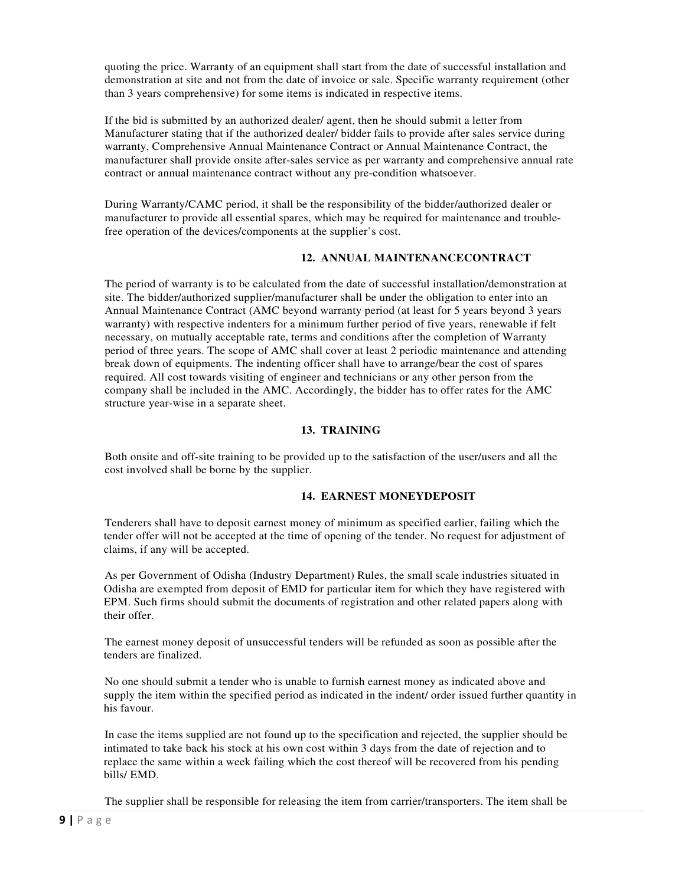quoting the price. Warranty of an equipment shall start from the date of successful installation and demonstration at site and not from the date of invoice or sale. Specific warranty requirement (other than 3 years comprehensive) for some items is indicated in respective items.

If the bid is submitted by an authorized dealer/ agent, then he should submit a letter from Manufacturer stating that if the authorized dealer/ bidder fails to provide after sales service during warranty, Comprehensive Annual Maintenance Contract or Annual Maintenance Contract, the manufacturer shall provide onsite after-sales service as per warranty and comprehensive annual rate contract or annual maintenance contract without any pre-condition whatsoever.

During Warranty/CAMC period, it shall be the responsibility of the bidder/authorized dealer or manufacturer to provide all essential spares, which may be required for maintenance and trouble-free operation of the devices/components at the supplier's cost.

## 12. ANNUAL MAINTENANCECONTRACT

The period of warranty is to be calculated from the date of successful installation/demonstration at site. The bidder/authorized supplier/manufacturer shall be under the obligation to enter into an Annual Maintenance Contract (AMC beyond warranty period (at least for 5 years beyond 3 years warranty) with respective indenters for a minimum further period of five years, renewable if felt necessary, on mutually acceptable rate, terms and conditions after the completion of Warranty period of three years. The scope of AMC shall cover at least 2 periodic maintenance and attending break down of equipments. The indenting officer shall have to arrange/bear the cost of spares required. All cost towards visiting of engineer and technicians or any other person from the company shall be included in the AMC. Accordingly, the bidder has to offer rates for the AMC structure year-wise in a separate sheet.

## 13. TRAINING

Both onsite and off-site training to be provided up to the satisfaction of the user/users and all the cost involved shall be borne by the supplier.

## 14. EARNEST MONEYDEPOSIT

Tenderers shall have to deposit earnest money of minimum as specified earlier, failing which the tender offer will not be accepted at the time of opening of the tender. No request for adjustment of claims, if any will be accepted.

As per Government of Odisha (Industry Department) Rules, the small scale industries situated in Odisha are exempted from deposit of EMD for particular item for which they have registered with EPM. Such firms should submit the documents of registration and other related papers along with their offer.

The earnest money deposit of unsuccessful tenders will be refunded as soon as possible after the tenders are finalized.

No one should submit a tender who is unable to furnish earnest money as indicated above and supply the item within the specified period as indicated in the indent/ order issued further quantity in his favour.

In case the items supplied are not found up to the specification and rejected, the supplier should be intimated to take back his stock at his own cost within 3 days from the date of rejection and to replace the same within a week failing which the cost thereof will be recovered from his pending bills/ EMD.

The supplier shall be responsible for releasing the item from carrier/transporters. The item shall be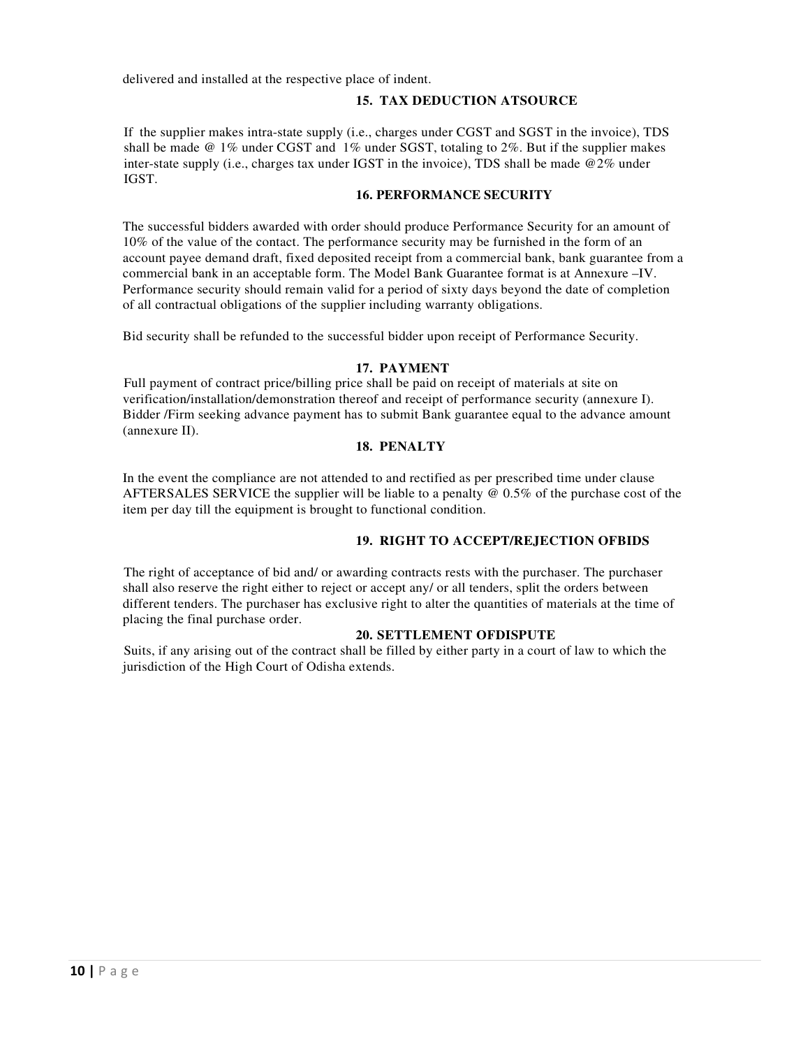delivered and installed at the respective place of indent.

## 15. TAX DEDUCTION ATSOURCE

If the supplier makes intra-state supply (i.e., charges under CGST and SGST in the invoice), TDS shall be made @ 1% under CGST and 1% under SGST, totaling to 2%. But if the supplier makes inter-state supply (i.e., charges tax under IGST in the invoice), TDS shall be made @2% under IGST.

## 16. PERFORMANCE SECURITY

The successful bidders awarded with order should produce Performance Security for an amount of 10% of the value of the contact. The performance security may be furnished in the form of an account payee demand draft, fixed deposited receipt from a commercial bank, bank guarantee from a commercial bank in an acceptable form. The Model Bank Guarantee format is at Annexure –IV. Performance security should remain valid for a period of sixty days beyond the date of completion of all contractual obligations of the supplier including warranty obligations.

Bid security shall be refunded to the successful bidder upon receipt of Performance Security.

## 17. PAYMENT

Full payment of contract price/billing price shall be paid on receipt of materials at site on verification/installation/demonstration thereof and receipt of performance security (annexure I). Bidder /Firm seeking advance payment has to submit Bank guarantee equal to the advance amount (annexure II).

## 18. PENALTY

In the event the compliance are not attended to and rectified as per prescribed time under clause AFTERSALES SERVICE the supplier will be liable to a penalty @ 0.5% of the purchase cost of the item per day till the equipment is brought to functional condition.

## 19. RIGHT TO ACCEPT/REJECTION OFBIDS

The right of acceptance of bid and/ or awarding contracts rests with the purchaser. The purchaser shall also reserve the right either to reject or accept any/ or all tenders, split the orders between different tenders. The purchaser has exclusive right to alter the quantities of materials at the time of placing the final purchase order.

## 20. SETTLEMENT OFDISPUTE

Suits, if any arising out of the contract shall be filled by either party in a court of law to which the jurisdiction of the High Court of Odisha extends.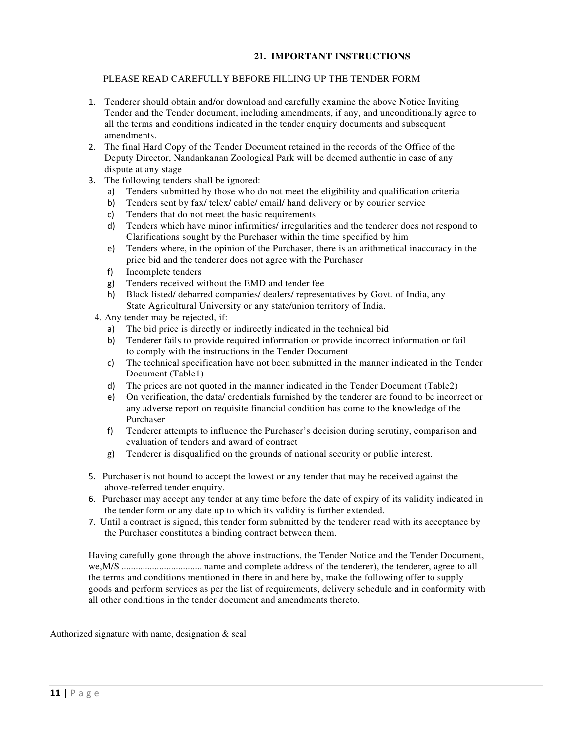## 21. IMPORTANT INSTRUCTIONS

PLEASE READ CAREFULLY BEFORE FILLING UP THE TENDER FORM

1. Tenderer should obtain and/or download and carefully examine the above Notice Inviting Tender and the Tender document, including amendments, if any, and unconditionally agree to all the terms and conditions indicated in the tender enquiry documents and subsequent amendments.
2. The final Hard Copy of the Tender Document retained in the records of the Office of the Deputy Director, Nandankanan Zoological Park will be deemed authentic in case of any dispute at any stage
3. The following tenders shall be ignored:
   a) Tenders submitted by those who do not meet the eligibility and qualification criteria
   b) Tenders sent by fax/ telex/ cable/ email/ hand delivery or by courier service
   c) Tenders that do not meet the basic requirements
   d) Tenders which have minor infirmities/ irregularities and the tenderer does not respond to Clarifications sought by the Purchaser within the time specified by him
   e) Tenders where, in the opinion of the Purchaser, there is an arithmetical inaccuracy in the price bid and the tenderer does not agree with the Purchaser
   f) Incomplete tenders
   g) Tenders received without the EMD and tender fee
   h) Black listed/ debarred companies/ dealers/ representatives by Govt. of India, any State Agricultural University or any state/union territory of India.
4. Any tender may be rejected, if:
   a) The bid price is directly or indirectly indicated in the technical bid
   b) Tenderer fails to provide required information or provide incorrect information or fail to comply with the instructions in the Tender Document
   c) The technical specification have not been submitted in the manner indicated in the Tender Document (Table1)
   d) The prices are not quoted in the manner indicated in the Tender Document (Table2)
   e) On verification, the data/ credentials furnished by the tenderer are found to be incorrect or any adverse report on requisite financial condition has come to the knowledge of the Purchaser
   f) Tenderer attempts to influence the Purchaser's decision during scrutiny, comparison and evaluation of tenders and award of contract
   g) Tenderer is disqualified on the grounds of national security or public interest.
5. Purchaser is not bound to accept the lowest or any tender that may be received against the above-referred tender enquiry.
6. Purchaser may accept any tender at any time before the date of expiry of its validity indicated in the tender form or any date up to which its validity is further extended.
7. Until a contract is signed, this tender form submitted by the tenderer read with its acceptance by the Purchaser constitutes a binding contract between them.

Having carefully gone through the above instructions, the Tender Notice and the Tender Document, we,M/S ................................. name and complete address of the tenderer), the tenderer, agree to all the terms and conditions mentioned in there in and here by, make the following offer to supply goods and perform services as per the list of requirements, delivery schedule and in conformity with all other conditions in the tender document and amendments thereto.

Authorized signature with name, designation & seal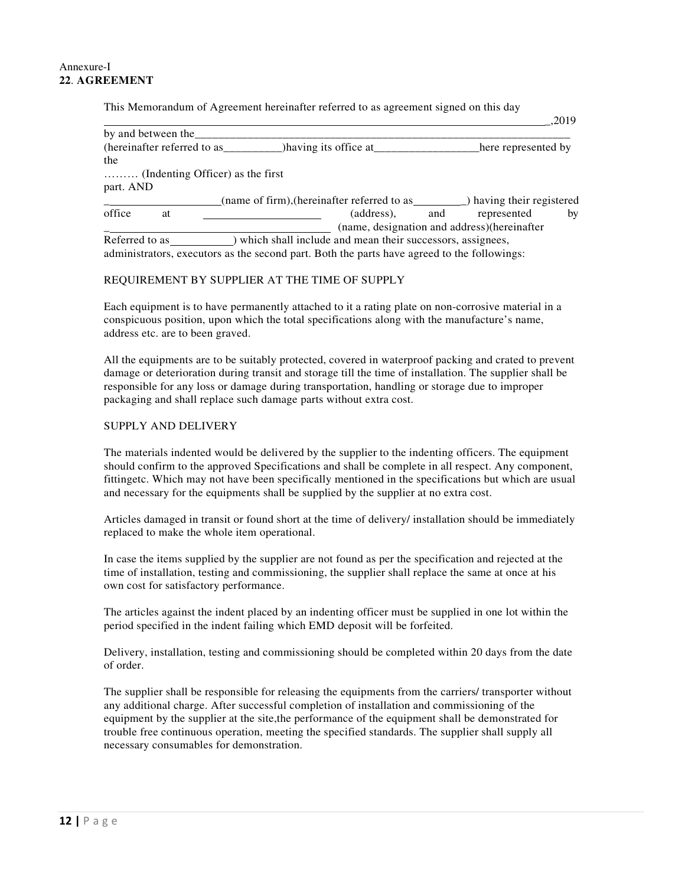Annexure-I

**22**. **AGREEMENT**

This Memorandum of Agreement hereinafter referred to as agreement signed on this day ______________________________________________________________________,2019 by and between the______________________________________________________________ (hereinafter referred to as__________)having its office at__________________here represented by the ……… (Indenting Officer) as the first part. AND

____________________(name of firm),(hereinafter referred to as_________) having their registered office at ____________________ (address), and represented by ______________________________________ (name, designation and address)(hereinafter Referred to as___________) which shall include and mean their successors, assignees, administrators, executors as the second part. Both the parts have agreed to the followings:

REQUIREMENT BY SUPPLIER AT THE TIME OF SUPPLY

Each equipment is to have permanently attached to it a rating plate on non-corrosive material in a conspicuous position, upon which the total specifications along with the manufacture's name, address etc. are to been graved.

All the equipments are to be suitably protected, covered in waterproof packing and crated to prevent damage or deterioration during transit and storage till the time of installation. The supplier shall be responsible for any loss or damage during transportation, handling or storage due to improper packaging and shall replace such damage parts without extra cost.

SUPPLY AND DELIVERY

The materials indented would be delivered by the supplier to the indenting officers. The equipment should confirm to the approved Specifications and shall be complete in all respect. Any component, fittingetc. Which may not have been specifically mentioned in the specifications but which are usual and necessary for the equipments shall be supplied by the supplier at no extra cost.

Articles damaged in transit or found short at the time of delivery/ installation should be immediately replaced to make the whole item operational.

In case the items supplied by the supplier are not found as per the specification and rejected at the time of installation, testing and commissioning, the supplier shall replace the same at once at his own cost for satisfactory performance.

The articles against the indent placed by an indenting officer must be supplied in one lot within the period specified in the indent failing which EMD deposit will be forfeited.

Delivery, installation, testing and commissioning should be completed within 20 days from the date of order.

The supplier shall be responsible for releasing the equipments from the carriers/ transporter without any additional charge. After successful completion of installation and commissioning of the equipment by the supplier at the site,the performance of the equipment shall be demonstrated for trouble free continuous operation, meeting the specified standards. The supplier shall supply all necessary consumables for demonstration.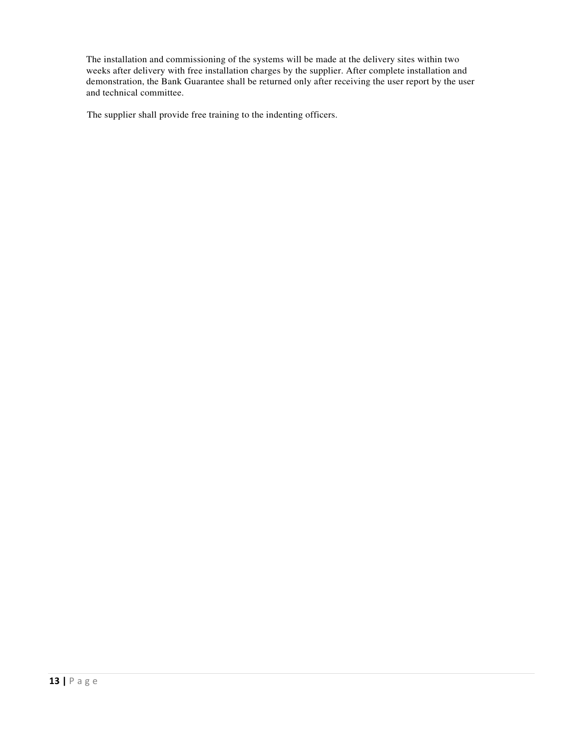The installation and commissioning of the systems will be made at the delivery sites within two weeks after delivery with free installation charges by the supplier. After complete installation and demonstration, the Bank Guarantee shall be returned only after receiving the user report by the user and technical committee.

The supplier shall provide free training to the indenting officers.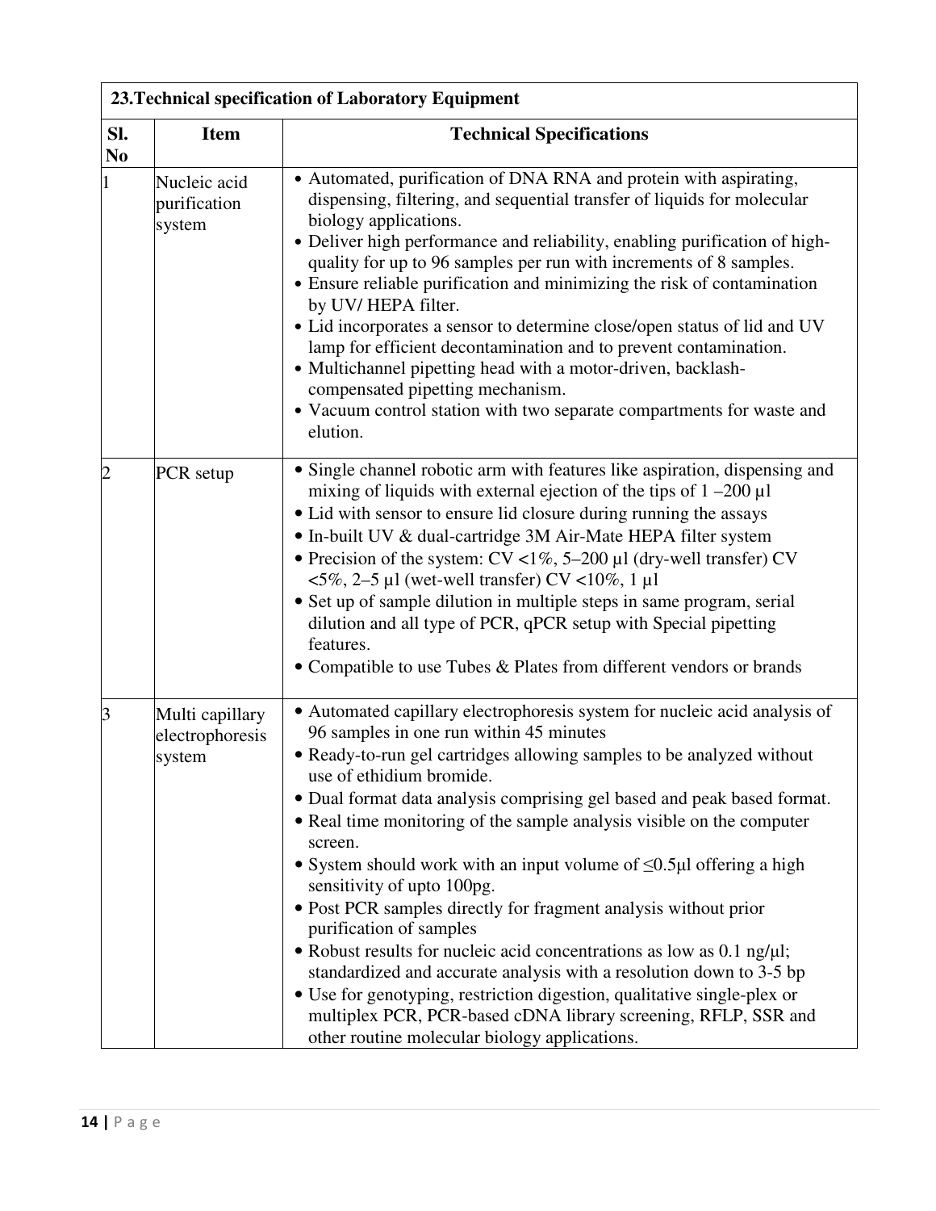| 23.Technical specification of Laboratory Equipment | | |
|---|---|---|
| **Sl. No** | **Item** | **Technical Specifications** |
| 1 | Nucleic acid purification system | • Automated, purification of DNA RNA and protein with aspirating, dispensing, filtering, and sequential transfer of liquids for molecular biology applications.<br>• Deliver high performance and reliability, enabling purification of high-quality for up to 96 samples per run with increments of 8 samples.<br>• Ensure reliable purification and minimizing the risk of contamination by UV/ HEPA filter.<br>• Lid incorporates a sensor to determine close/open status of lid and UV lamp for efficient decontamination and to prevent contamination.<br>• Multichannel pipetting head with a motor-driven, backlash-compensated pipetting mechanism.<br>• Vacuum control station with two separate compartments for waste and elution. |
| 2 | PCR setup | • Single channel robotic arm with features like aspiration, dispensing and mixing of liquids with external ejection of the tips of 1 –200 µl<br>• Lid with sensor to ensure lid closure during running the assays<br>• In-built UV & dual-cartridge 3M Air-Mate HEPA filter system<br>• Precision of the system: CV <1%, 5–200 µl (dry-well transfer) CV <5%, 2–5 µl (wet-well transfer) CV <10%, 1 µl<br>• Set up of sample dilution in multiple steps in same program, serial dilution and all type of PCR, qPCR setup with Special pipetting features.<br>• Compatible to use Tubes & Plates from different vendors or brands |
| 3 | Multi capillary electrophoresis system | • Automated capillary electrophoresis system for nucleic acid analysis of 96 samples in one run within 45 minutes<br>• Ready-to-run gel cartridges allowing samples to be analyzed without use of ethidium bromide.<br>• Dual format data analysis comprising gel based and peak based format.<br>• Real time monitoring of the sample analysis visible on the computer screen.<br>• System should work with an input volume of ≤0.5µl offering a high sensitivity of upto 100pg.<br>• Post PCR samples directly for fragment analysis without prior purification of samples<br>• Robust results for nucleic acid concentrations as low as 0.1 ng/µl; standardized and accurate analysis with a resolution down to 3-5 bp<br>• Use for genotyping, restriction digestion, qualitative single-plex or multiplex PCR, PCR-based cDNA library screening, RFLP, SSR and other routine molecular biology applications. |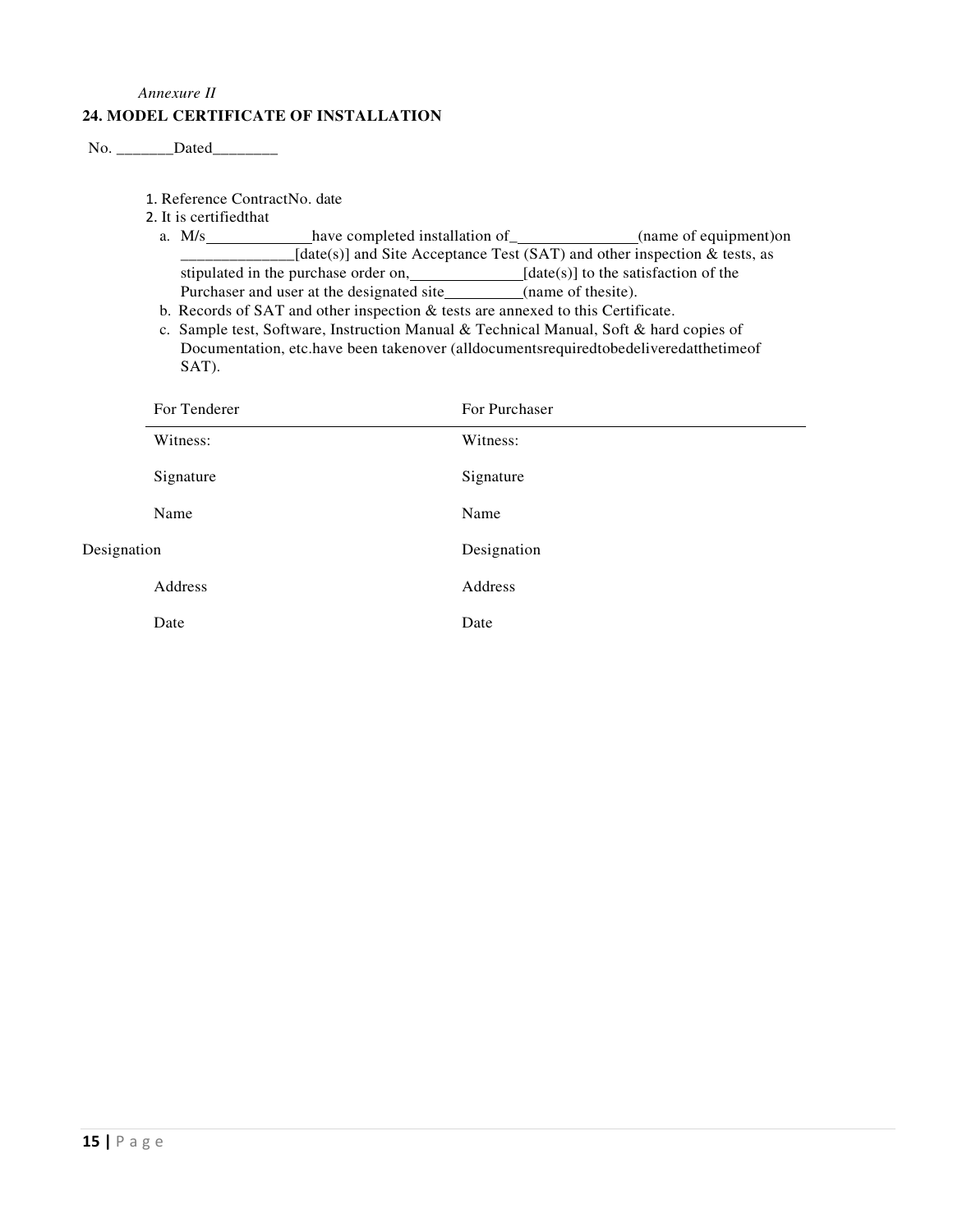*Annexure II*

**24. MODEL CERTIFICATE OF INSTALLATION**

No. _______Dated________

1. Reference ContractNo. date
2. It is certifiedthat
   a. M/s_____________have completed installation of_______________(name of equipment)on _____________[date(s)] and Site Acceptance Test (SAT) and other inspection & tests, as stipulated in the purchase order on,_____________[date(s)] to the satisfaction of the Purchaser and user at the designated site_________(name of thesite).
   b. Records of SAT and other inspection & tests are annexed to this Certificate.
   c. Sample test, Software, Instruction Manual & Technical Manual, Soft & hard copies of Documentation, etc.have been takenover (alldocumentsrequiredtobedeliveredatthetimeof SAT).

| For Tenderer | For Purchaser |
|---|---|
| Witness: | Witness: |
| Signature | Signature |
| Name | Name |
| Designation | Designation |
| Address | Address |
| Date | Date |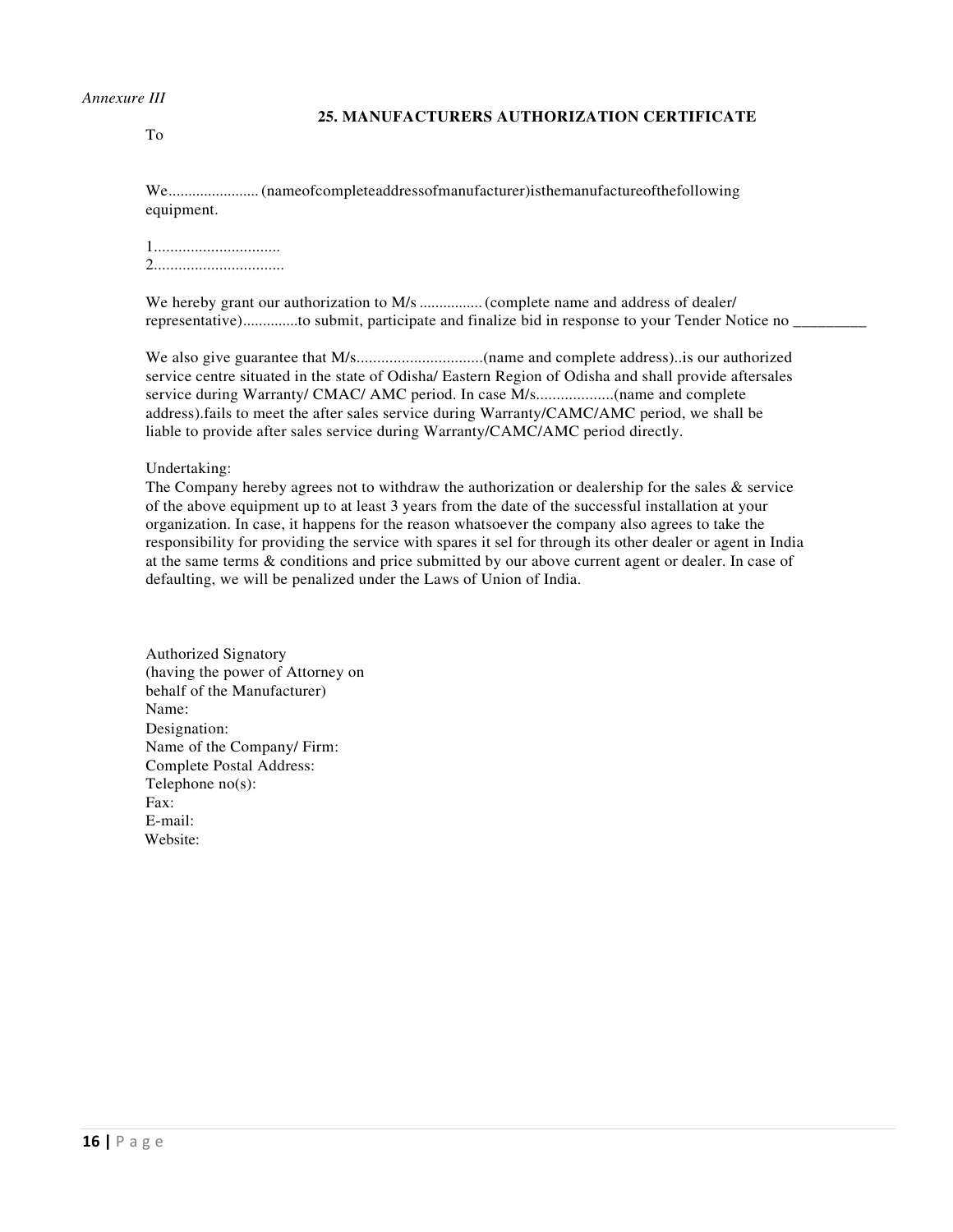*Annexure III*

## 25. MANUFACTURERS AUTHORIZATION CERTIFICATE

To

We...................... (nameofcompleteaddressofmanufacturer)isthemanufactureofthefollowing equipment.

1...............................
2................................

We hereby grant our authorization to M/s ................ (complete name and address of dealer/ representative).............to submit, participate and finalize bid in response to your Tender Notice no _________

We also give guarantee that M/s...............................(name and complete address)..is our authorized service centre situated in the state of Odisha/ Eastern Region of Odisha and shall provide aftersales service during Warranty/ CMAC/ AMC period. In case M/s...................(name and complete address).fails to meet the after sales service during Warranty/CAMC/AMC period, we shall be liable to provide after sales service during Warranty/CAMC/AMC period directly.

Undertaking:
The Company hereby agrees not to withdraw the authorization or dealership for the sales & service of the above equipment up to at least 3 years from the date of the successful installation at your organization. In case, it happens for the reason whatsoever the company also agrees to take the responsibility for providing the service with spares it sel for through its other dealer or agent in India at the same terms & conditions and price submitted by our above current agent or dealer. In case of defaulting, we will be penalized under the Laws of Union of India.

Authorized Signatory
(having the power of Attorney on behalf of the Manufacturer)
Name:
Designation:
Name of the Company/ Firm:
Complete Postal Address:
Telephone no(s):
Fax:
E-mail:
Website: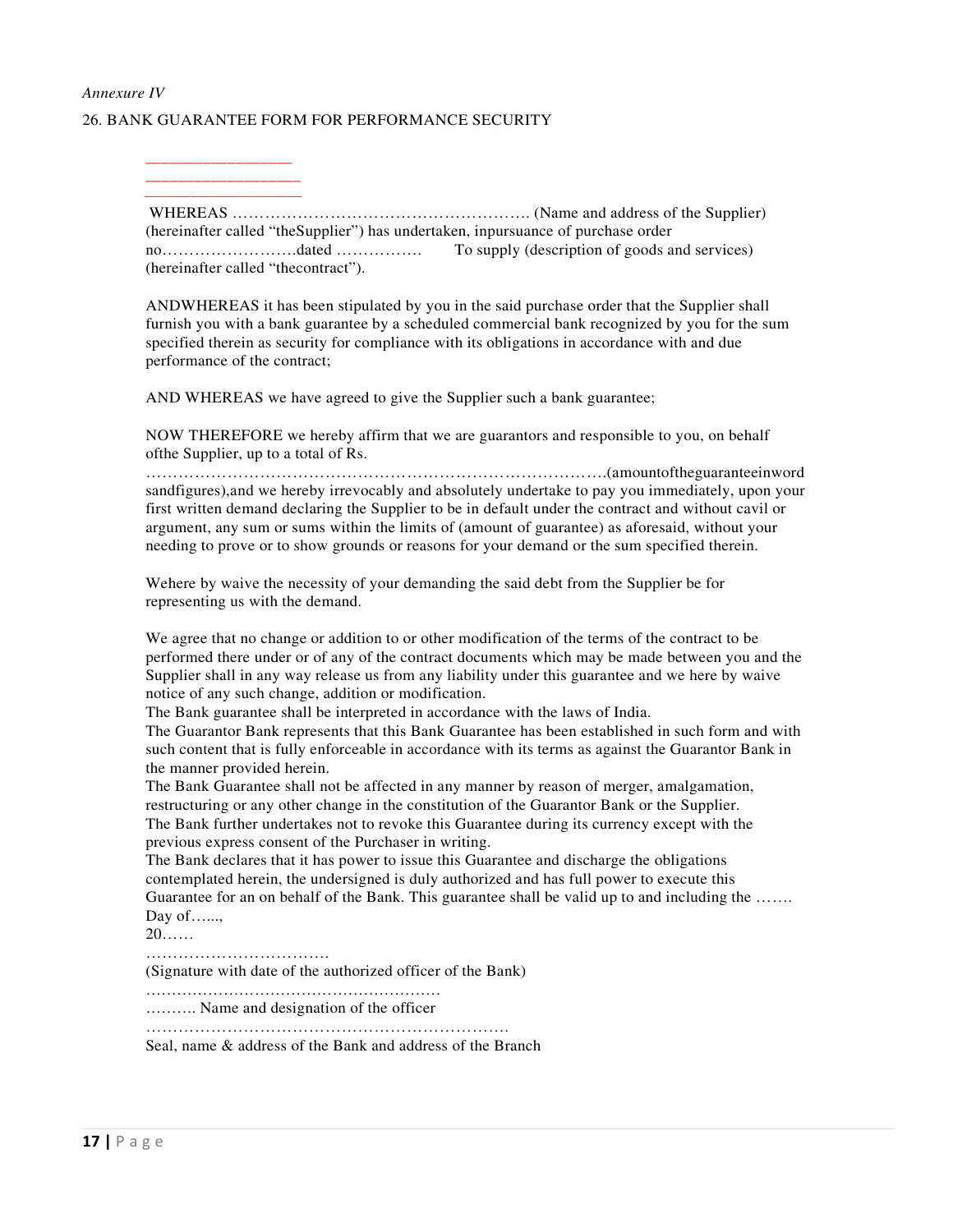*Annexure IV*

26. BANK GUARANTEE FORM FOR PERFORMANCE SECURITY

\_\_\_\_\_\_\_\_\_\_\_\_\_\_\_\_\_\_\_

\_\_\_\_\_\_\_\_\_\_\_\_\_\_\_\_\_\_\_\_

\_\_\_\_\_\_\_\_\_\_\_\_\_\_\_\_\_\_\_\_\_\_

WHEREAS ………………………………………………. (Name and address of the Supplier) (hereinafter called "theSupplier") has undertaken, inpursuance of purchase order no…………………….dated ……………. To supply (description of goods and services) (hereinafter called "thecontract").

ANDWHEREAS it has been stipulated by you in the said purchase order that the Supplier shall furnish you with a bank guarantee by a scheduled commercial bank recognized by you for the sum specified therein as security for compliance with its obligations in accordance with and due performance of the contract;

AND WHEREAS we have agreed to give the Supplier such a bank guarantee;

NOW THEREFORE we hereby affirm that we are guarantors and responsible to you, on behalf ofthe Supplier, up to a total of Rs. ………………………………………………………………………….(amountoftheguaranteeinword sandfigures),and we hereby irrevocably and absolutely undertake to pay you immediately, upon your first written demand declaring the Supplier to be in default under the contract and without cavil or argument, any sum or sums within the limits of (amount of guarantee) as aforesaid, without your needing to prove or to show grounds or reasons for your demand or the sum specified therein.

Wehere by waive the necessity of your demanding the said debt from the Supplier be for representing us with the demand.

We agree that no change or addition to or other modification of the terms of the contract to be performed there under or of any of the contract documents which may be made between you and the Supplier shall in any way release us from any liability under this guarantee and we here by waive notice of any such change, addition or modification.

The Bank guarantee shall be interpreted in accordance with the laws of India.

The Guarantor Bank represents that this Bank Guarantee has been established in such form and with such content that is fully enforceable in accordance with its terms as against the Guarantor Bank in the manner provided herein.

The Bank Guarantee shall not be affected in any manner by reason of merger, amalgamation, restructuring or any other change in the constitution of the Guarantor Bank or the Supplier.

The Bank further undertakes not to revoke this Guarantee during its currency except with the previous express consent of the Purchaser in writing.

The Bank declares that it has power to issue this Guarantee and discharge the obligations contemplated herein, the undersigned is duly authorized and has full power to execute this Guarantee for an on behalf of the Bank. This guarantee shall be valid up to and including the ……. Day of…...,
20……

…………………………….
(Signature with date of the authorized officer of the Bank)

…………………………………………………
………. Name and designation of the officer

…………………………………………………………
Seal, name & address of the Bank and address of the Branch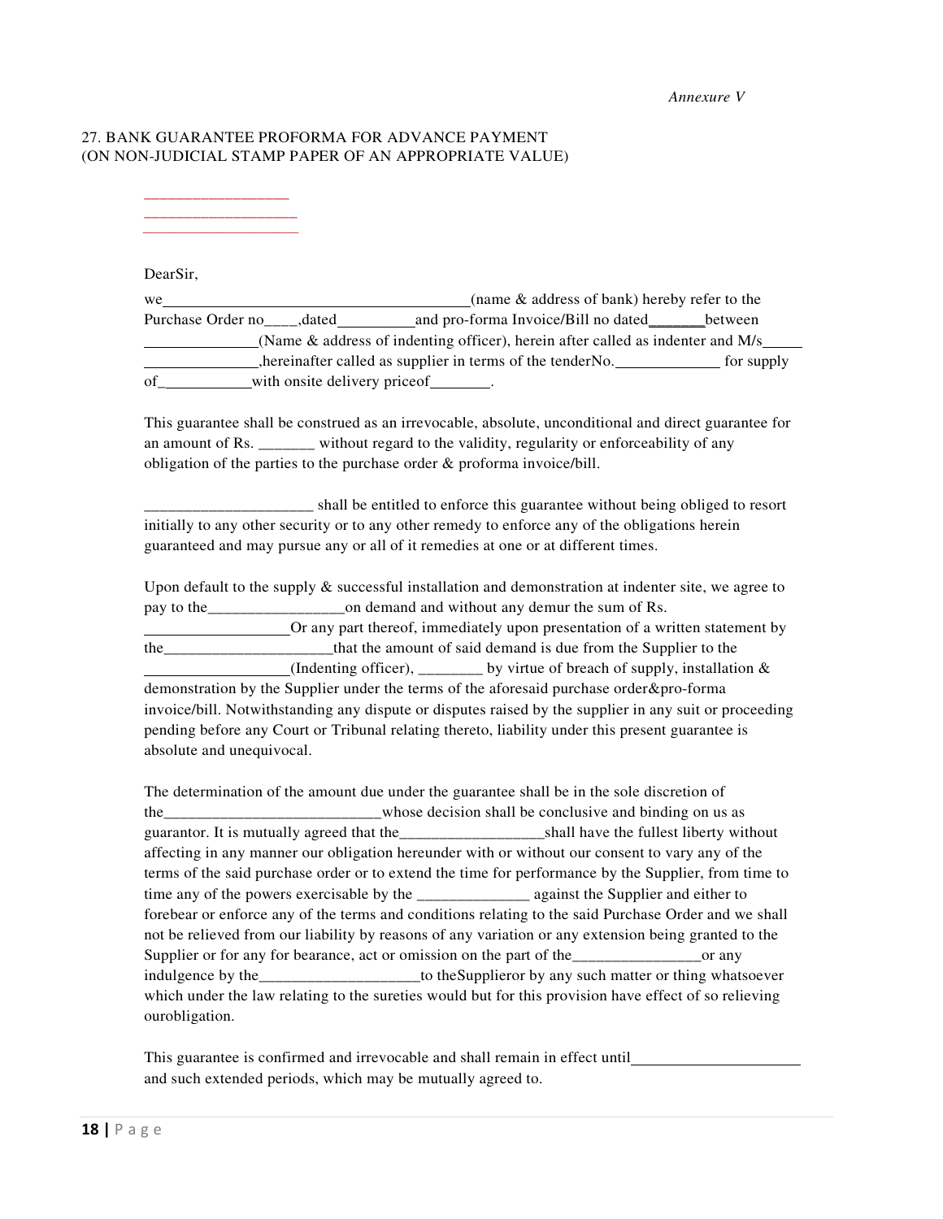*Annexure V*

27. BANK GUARANTEE PROFORMA FOR ADVANCE PAYMENT
(ON NON-JUDICIAL STAMP PAPER OF AN APPROPRIATE VALUE)

___________________
____________________
____________________

DearSir,

we_______________________________________(name & address of bank) hereby refer to the Purchase Order no____,dated__________and pro-forma Invoice/Bill no dated_______between ______________(Name & address of indenting officer), herein after called as indenter and M/s_____ ______________,hereinafter called as supplier in terms of the tenderNo.______________ for supply of____________with onsite delivery priceof________.

This guarantee shall be construed as an irrevocable, absolute, unconditional and direct guarantee for an amount of Rs. _______ without regard to the validity, regularity or enforceability of any obligation of the parties to the purchase order & proforma invoice/bill.

_____________________ shall be entitled to enforce this guarantee without being obliged to resort initially to any other security or to any other remedy to enforce any of the obligations herein guaranteed and may pursue any or all of it remedies at one or at different times.

Upon default to the supply & successful installation and demonstration at indenter site, we agree to pay to the_________________on demand and without any demur the sum of Rs. __________________Or any part thereof, immediately upon presentation of a written statement by the_____________________that the amount of said demand is due from the Supplier to the __________________(Indenting officer), ________ by virtue of breach of supply, installation & demonstration by the Supplier under the terms of the aforesaid purchase order&pro-forma invoice/bill. Notwithstanding any dispute or disputes raised by the supplier in any suit or proceeding pending before any Court or Tribunal relating thereto, liability under this present guarantee is absolute and unequivocal.

The determination of the amount due under the guarantee shall be in the sole discretion of the___________________________whose decision shall be conclusive and binding on us as guarantor. It is mutually agreed that the__________________shall have the fullest liberty without affecting in any manner our obligation hereunder with or without our consent to vary any of the terms of the said purchase order or to extend the time for performance by the Supplier, from time to time any of the powers exercisable by the ______________ against the Supplier and either to forebear or enforce any of the terms and conditions relating to the said Purchase Order and we shall not be relieved from our liability by reasons of any variation or any extension being granted to the Supplier or for any for bearance, act or omission on the part of the________________or any indulgence by the____________________to theSupplieror by any such matter or thing whatsoever which under the law relating to the sureties would but for this provision have effect of so relieving ourobligation.

This guarantee is confirmed and irrevocable and shall remain in effect until______________________ and such extended periods, which may be mutually agreed to.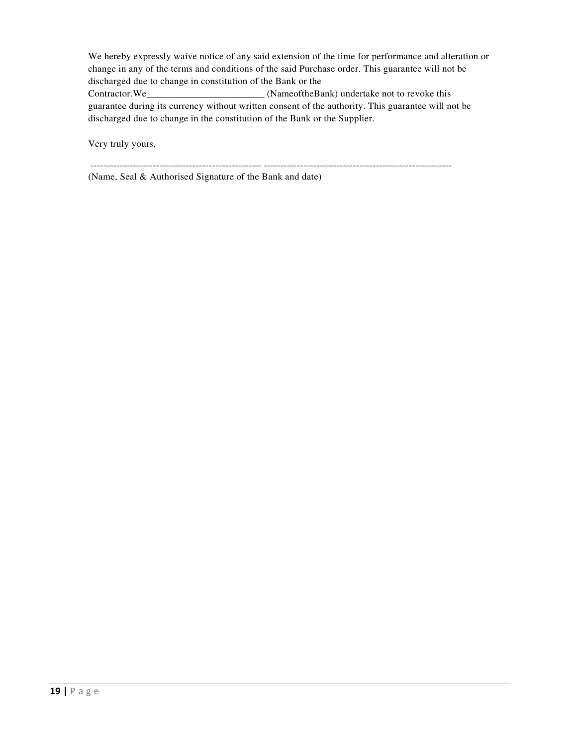We hereby expressly waive notice of any said extension of the time for performance and alteration or change in any of the terms and conditions of the said Purchase order. This guarantee will not be discharged due to change in constitution of the Bank or the Contractor.We________________________ (NameoftheBank) undertake not to revoke this guarantee during its currency without written consent of the authority. This guarantee will not be discharged due to change in the constitution of the Bank or the Supplier.

Very truly yours,

---------------------------------------------------- ---------------------------------------------------------

(Name, Seal & Authorised Signature of the Bank and date)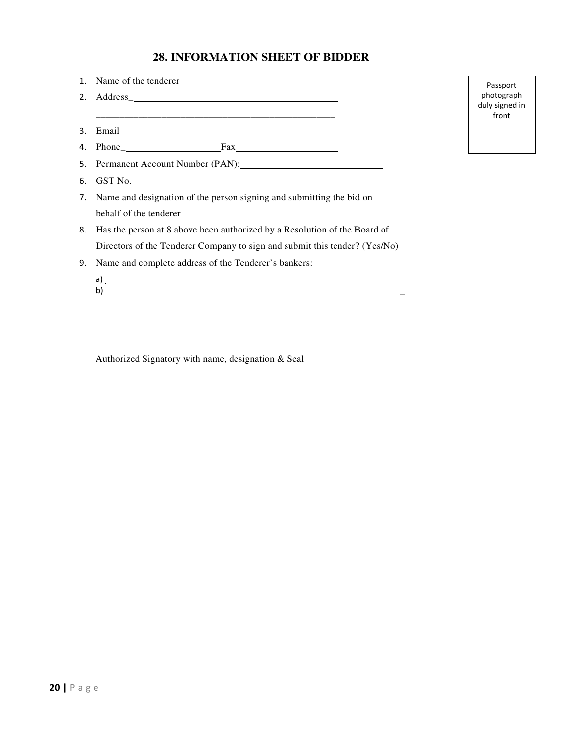## 28. INFORMATION SHEET OF BIDDER

Passport photograph duly signed in front

1. Name of the tenderer\_\_\_\_\_\_\_\_\_\_\_\_\_\_\_\_\_\_\_\_\_\_\_\_\_\_\_\_\_\_\_\_\_\_\_\_
2. Address\_\_\_\_\_\_\_\_\_\_\_\_\_\_\_\_\_\_\_\_\_\_\_\_\_\_\_\_\_\_\_\_\_\_\_\_\_\_\_\_\_\_\_\_\_\_
   \_\_\_\_\_\_\_\_\_\_\_\_\_\_\_\_\_\_\_\_\_\_\_\_\_\_\_\_\_\_\_\_\_\_\_\_\_\_\_\_\_\_\_\_\_\_\_\_\_\_\_\_\_
3. Email\_\_\_\_\_\_\_\_\_\_\_\_\_\_\_\_\_\_\_\_\_\_\_\_\_\_\_\_\_\_\_\_\_\_\_\_\_\_\_\_\_\_\_\_\_\_\_\_
4. Phone\_\_\_\_\_\_\_\_\_\_\_\_\_\_\_\_\_\_\_\_\_\_Fax\_\_\_\_\_\_\_\_\_\_\_\_\_\_\_\_\_\_\_\_\_\_\_
5. Permanent Account Number (PAN):\_\_\_\_\_\_\_\_\_\_\_\_\_\_\_\_\_\_\_\_\_\_\_\_\_\_\_\_\_\_\_
6. GST No.\_\_\_\_\_\_\_\_\_\_\_\_\_\_\_\_\_\_\_\_\_\_\_\_
7. Name and designation of the person signing and submitting the bid on behalf of the tenderer\_\_\_\_\_\_\_\_\_\_\_\_\_\_\_\_\_\_\_\_\_\_\_\_\_\_\_\_\_\_\_\_\_\_\_\_\_\_\_\_\_\_
8. Has the person at 8 above been authorized by a Resolution of the Board of Directors of the Tenderer Company to sign and submit this tender? (Yes/No)
9. Name and complete address of the Tenderer's bankers:
   a)
   b) \_\_\_\_\_\_\_\_\_\_\_\_\_\_\_\_\_\_\_\_\_\_\_\_\_\_\_\_\_\_\_\_\_\_\_\_\_\_\_\_\_\_\_\_\_\_\_\_\_\_\_\_\_\_\_\_\_\_\_\_\_\_\_\_\_

Authorized Signatory with name, designation & Seal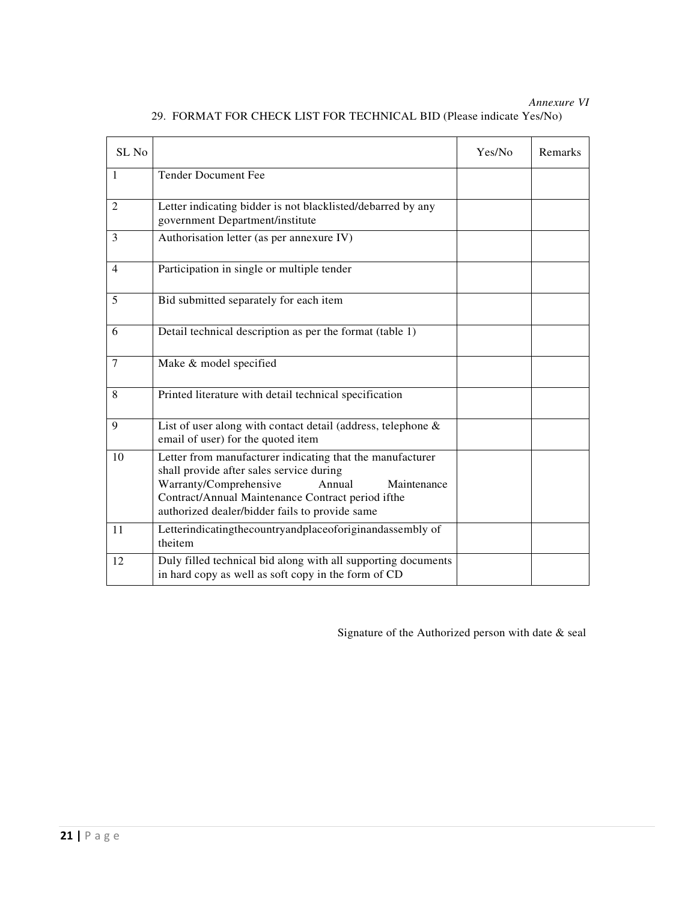*Annexure VI*

29. FORMAT FOR CHECK LIST FOR TECHNICAL BID (Please indicate Yes/No)

| SL No | | Yes/No | Remarks |
|---|---|---|---|
| 1 | Tender Document Fee | | |
| 2 | Letter indicating bidder is not blacklisted/debarred by any government Department/institute | | |
| 3 | Authorisation letter (as per annexure IV) | | |
| 4 | Participation in single or multiple tender | | |
| 5 | Bid submitted separately for each item | | |
| 6 | Detail technical description as per the format (table 1) | | |
| 7 | Make & model specified | | |
| 8 | Printed literature with detail technical specification | | |
| 9 | List of user along with contact detail (address, telephone & email of user) for the quoted item | | |
| 10 | Letter from manufacturer indicating that the manufacturer shall provide after sales service during Warranty/Comprehensive Annual Maintenance Contract/Annual Maintenance Contract period ifthe authorized dealer/bidder fails to provide same | | |
| 11 | Letterindicatingthecountryandplaceoforiginandassembly of theitem | | |
| 12 | Duly filled technical bid along with all supporting documents in hard copy as well as soft copy in the form of CD | | |

Signature of the Authorized person with date & seal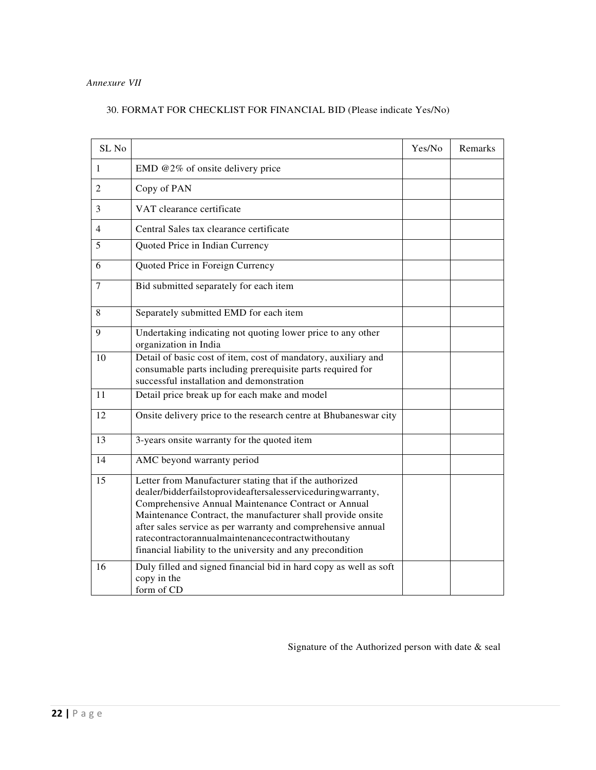*Annexure VII*

30. FORMAT FOR CHECKLIST FOR FINANCIAL BID (Please indicate Yes/No)

| SL No | | Yes/No | Remarks |
|---|---|---|---|
| 1 | EMD @2% of onsite delivery price | | |
| 2 | Copy of PAN | | |
| 3 | VAT clearance certificate | | |
| 4 | Central Sales tax clearance certificate | | |
| 5 | Quoted Price in Indian Currency | | |
| 6 | Quoted Price in Foreign Currency | | |
| 7 | Bid submitted separately for each item | | |
| 8 | Separately submitted EMD for each item | | |
| 9 | Undertaking indicating not quoting lower price to any other organization in India | | |
| 10 | Detail of basic cost of item, cost of mandatory, auxiliary and consumable parts including prerequisite parts required for successful installation and demonstration | | |
| 11 | Detail price break up for each make and model | | |
| 12 | Onsite delivery price to the research centre at Bhubaneswar city | | |
| 13 | 3-years onsite warranty for the quoted item | | |
| 14 | AMC beyond warranty period | | |
| 15 | Letter from Manufacturer stating that if the authorized dealer/bidderfailstoprovideaftersalesserviceduringwarranty, Comprehensive Annual Maintenance Contract or Annual Maintenance Contract, the manufacturer shall provide onsite after sales service as per warranty and comprehensive annual ratecontractorannualmaintenancecontractwithoutany financial liability to the university and any precondition | | |
| 16 | Duly filled and signed financial bid in hard copy as well as soft copy in the form of CD | | |

Signature of the Authorized person with date & seal